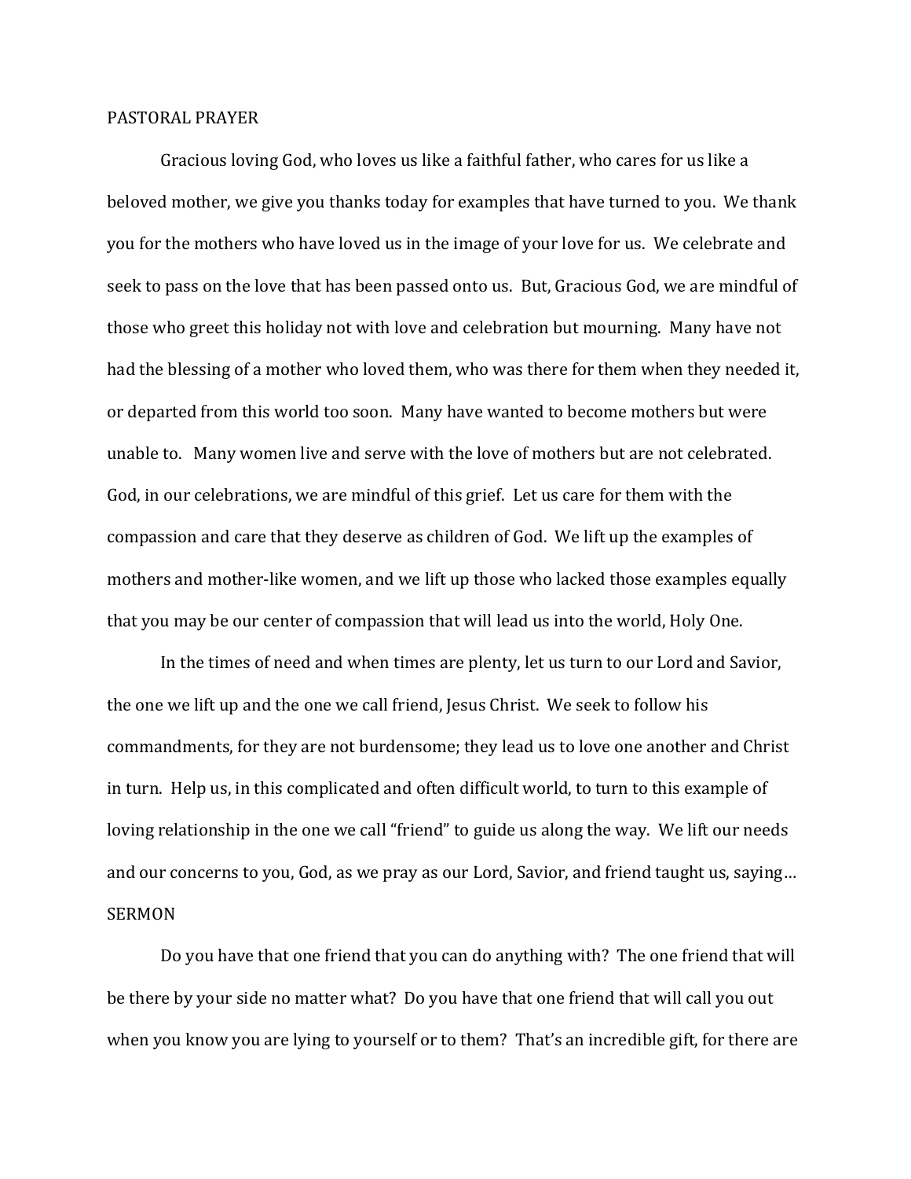## PASTORAL PRAYER

Gracious loving God, who loves us like a faithful father, who cares for us like a beloved mother, we give you thanks today for examples that have turned to you. We thank you for the mothers who have loved us in the image of your love for us. We celebrate and seek to pass on the love that has been passed onto us. But, Gracious God, we are mindful of those who greet this holiday not with love and celebration but mourning. Many have not had the blessing of a mother who loved them, who was there for them when they needed it, or departed from this world too soon. Many have wanted to become mothers but were unable to. Many women live and serve with the love of mothers but are not celebrated. God, in our celebrations, we are mindful of this grief. Let us care for them with the compassion and care that they deserve as children of God. We lift up the examples of mothers and mother-like women, and we lift up those who lacked those examples equally that you may be our center of compassion that will lead us into the world, Holy One.

In the times of need and when times are plenty, let us turn to our Lord and Savior, the one we lift up and the one we call friend, Jesus Christ. We seek to follow his commandments, for they are not burdensome; they lead us to love one another and Christ in turn. Help us, in this complicated and often difficult world, to turn to this example of loving relationship in the one we call "friend" to guide us along the way. We lift our needs and our concerns to you, God, as we pray as our Lord, Savior, and friend taught us, saying…

## SERMON

Do you have that one friend that you can do anything with? The one friend that will be there by your side no matter what? Do you have that one friend that will call you out when you know you are lying to yourself or to them? That's an incredible gift, for there are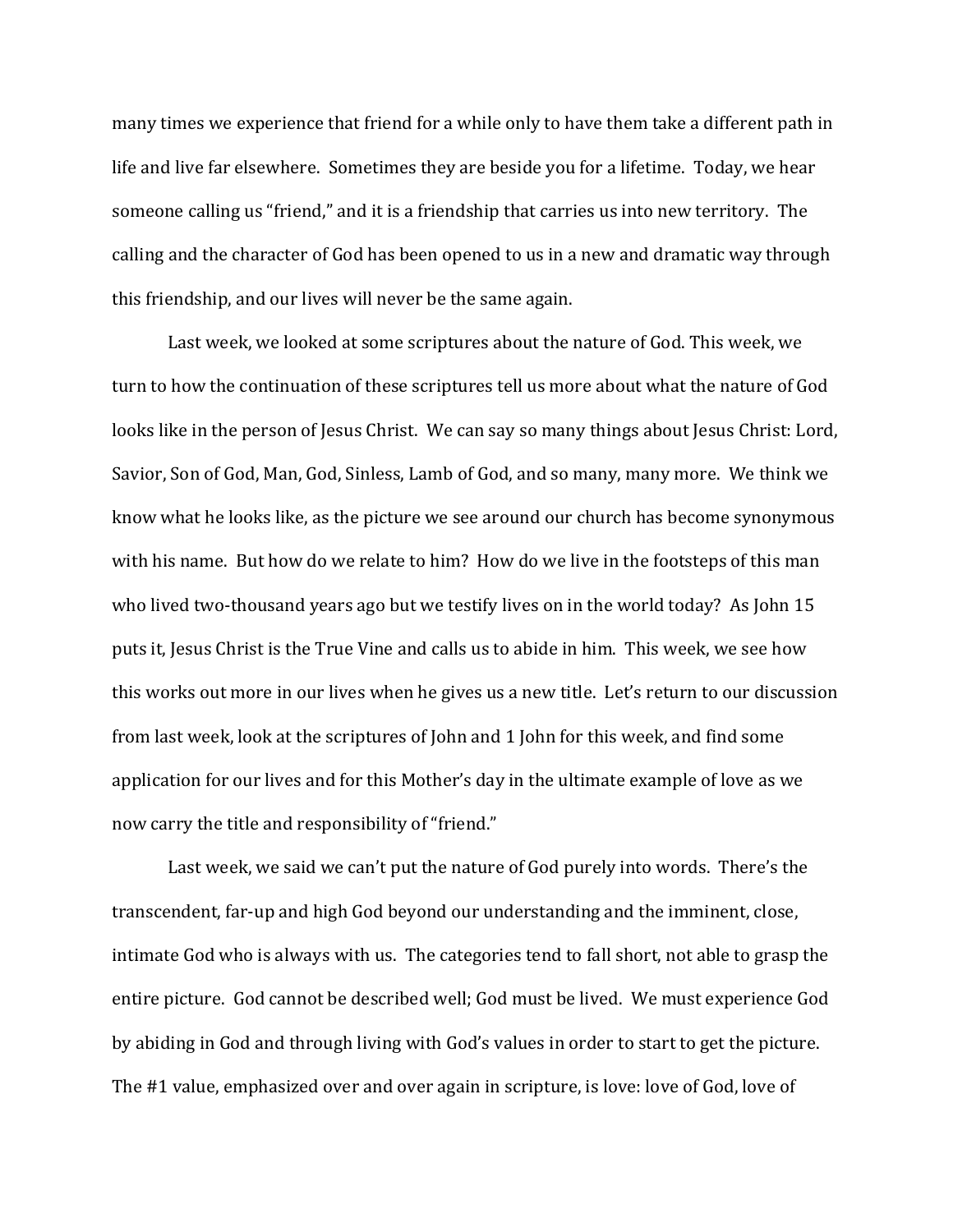many times we experience that friend for a while only to have them take a different path in life and live far elsewhere. Sometimes they are beside you for a lifetime. Today, we hear someone calling us "friend," and it is a friendship that carries us into new territory. The calling and the character of God has been opened to us in a new and dramatic way through this friendship, and our lives will never be the same again.

Last week, we looked at some scriptures about the nature of God. This week, we turn to how the continuation of these scriptures tell us more about what the nature of God looks like in the person of Jesus Christ. We can say so many things about Jesus Christ: Lord, Savior, Son of God, Man, God, Sinless, Lamb of God, and so many, many more. We think we know what he looks like, as the picture we see around our church has become synonymous with his name. But how do we relate to him? How do we live in the footsteps of this man who lived two-thousand years ago but we testify lives on in the world today? As John 15 puts it, Jesus Christ is the True Vine and calls us to abide in him. This week, we see how this works out more in our lives when he gives us a new title. Let's return to our discussion from last week, look at the scriptures of John and 1 John for this week, and find some application for our lives and for this Mother's day in the ultimate example of love as we now carry the title and responsibility of "friend."

Last week, we said we can't put the nature of God purely into words. There's the transcendent, far-up and high God beyond our understanding and the imminent, close, intimate God who is always with us. The categories tend to fall short, not able to grasp the entire picture. God cannot be described well; God must be lived. We must experience God by abiding in God and through living with God's values in order to start to get the picture. The #1 value, emphasized over and over again in scripture, is love: love of God, love of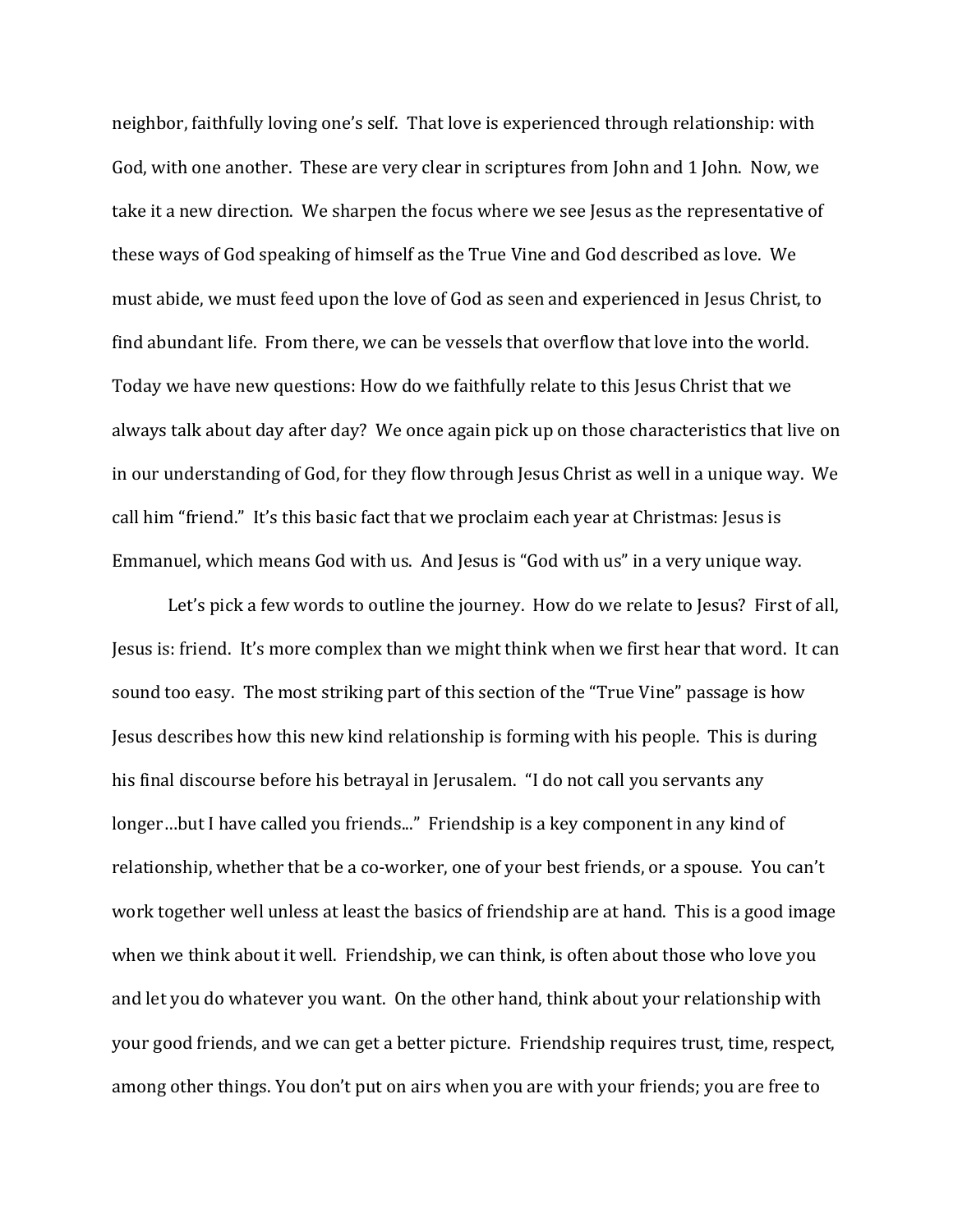neighbor, faithfully loving one's self. That love is experienced through relationship: with God, with one another. These are very clear in scriptures from John and 1 John. Now, we take it a new direction. We sharpen the focus where we see Jesus as the representative of these ways of God speaking of himself as the True Vine and God described as love. We must abide, we must feed upon the love of God as seen and experienced in Jesus Christ, to find abundant life. From there, we can be vessels that overflow that love into the world. Today we have new questions: How do we faithfully relate to this Jesus Christ that we always talk about day after day? We once again pick up on those characteristics that live on in our understanding of God, for they flow through Jesus Christ as well in a unique way. We call him "friend." It's this basic fact that we proclaim each year at Christmas: Jesus is Emmanuel, which means God with us. And Jesus is "God with us" in a very unique way.

Let's pick a few words to outline the journey. How do we relate to Jesus? First of all, Jesus is: friend. It's more complex than we might think when we first hear that word. It can sound too easy. The most striking part of this section of the "True Vine" passage is how Jesus describes how this new kind relationship is forming with his people. This is during his final discourse before his betrayal in Jerusalem. "I do not call you servants any longer…but I have called you friends..." Friendship is a key component in any kind of relationship, whether that be a co-worker, one of your best friends, or a spouse. You can't work together well unless at least the basics of friendship are at hand. This is a good image when we think about it well. Friendship, we can think, is often about those who love you and let you do whatever you want. On the other hand, think about your relationship with your good friends, and we can get a better picture. Friendship requires trust, time, respect, among other things. You don't put on airs when you are with your friends; you are free to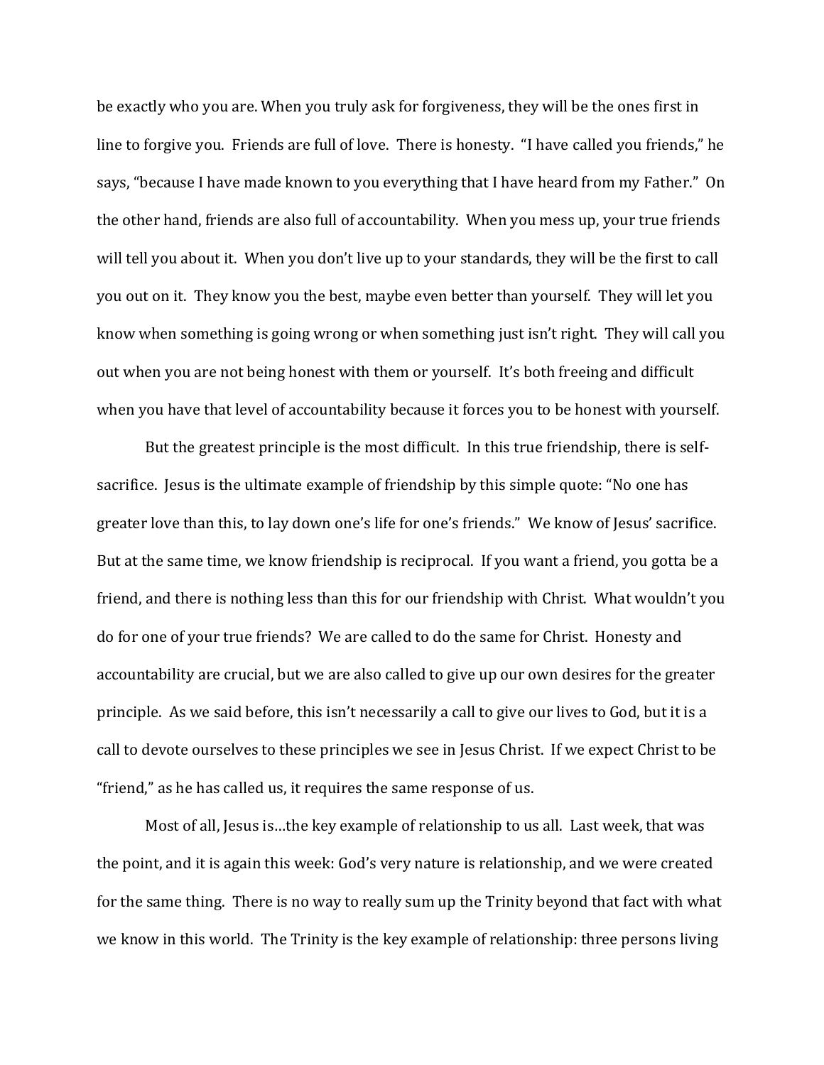be exactly who you are. When you truly ask for forgiveness, they will be the ones first in line to forgive you. Friends are full of love. There is honesty. "I have called you friends," he says, "because I have made known to you everything that I have heard from my Father." On the other hand, friends are also full of accountability. When you mess up, your true friends will tell you about it. When you don't live up to your standards, they will be the first to call you out on it. They know you the best, maybe even better than yourself. They will let you know when something is going wrong or when something just isn't right. They will call you out when you are not being honest with them or yourself. It's both freeing and difficult when you have that level of accountability because it forces you to be honest with yourself.

But the greatest principle is the most difficult. In this true friendship, there is self-sacrifice. Jesus is the ultimate example of friendship by this simple quote: "No one has greater love than this, to lay down one's life for one's friends." We know of Jesus' sacrifice. But at the same time, we know friendship is reciprocal. If you want a friend, you gotta be a friend, and there is nothing less than this for our friendship with Christ. What wouldn't you do for one of your true friends? We are called to do the same for Christ. Honesty and accountability are crucial, but we are also called to give up our own desires for the greater principle. As we said before, this isn't necessarily a call to give our lives to God, but it is a call to devote ourselves to these principles we see in Jesus Christ. If we expect Christ to be "friend," as he has called us, it requires the same response of us.

Most of all, Jesus is…the key example of relationship to us all. Last week, that was the point, and it is again this week: God's very nature is relationship, and we were created for the same thing. There is no way to really sum up the Trinity beyond that fact with what we know in this world. The Trinity is the key example of relationship: three persons living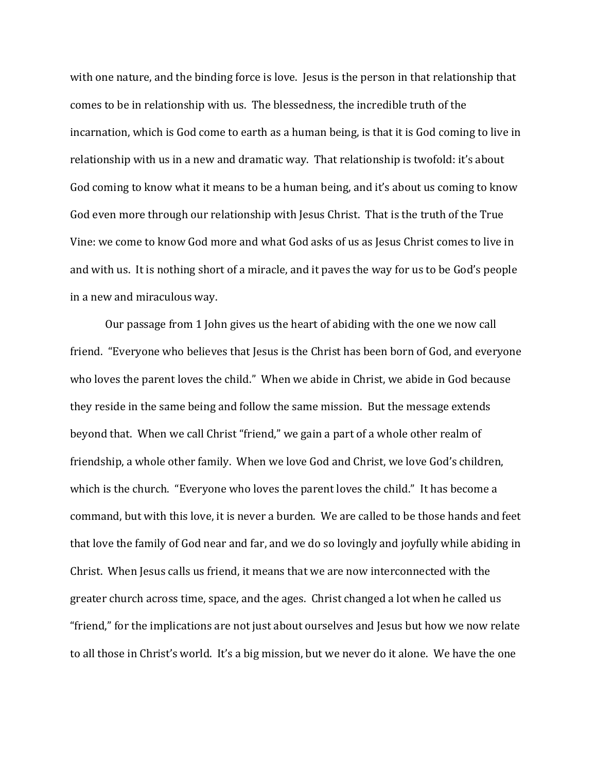with one nature, and the binding force is love. Jesus is the person in that relationship that comes to be in relationship with us. The blessedness, the incredible truth of the incarnation, which is God come to earth as a human being, is that it is God coming to live in relationship with us in a new and dramatic way. That relationship is twofold: it's about God coming to know what it means to be a human being, and it's about us coming to know God even more through our relationship with Jesus Christ. That is the truth of the True Vine: we come to know God more and what God asks of us as Jesus Christ comes to live in and with us. It is nothing short of a miracle, and it paves the way for us to be God's people in a new and miraculous way.

Our passage from 1 John gives us the heart of abiding with the one we now call friend. "Everyone who believes that Jesus is the Christ has been born of God, and everyone who loves the parent loves the child." When we abide in Christ, we abide in God because they reside in the same being and follow the same mission. But the message extends beyond that. When we call Christ "friend," we gain a part of a whole other realm of friendship, a whole other family. When we love God and Christ, we love God's children, which is the church. "Everyone who loves the parent loves the child." It has become a command, but with this love, it is never a burden. We are called to be those hands and feet that love the family of God near and far, and we do so lovingly and joyfully while abiding in Christ. When Jesus calls us friend, it means that we are now interconnected with the greater church across time, space, and the ages. Christ changed a lot when he called us "friend," for the implications are not just about ourselves and Jesus but how we now relate to all those in Christ's world. It's a big mission, but we never do it alone. We have the one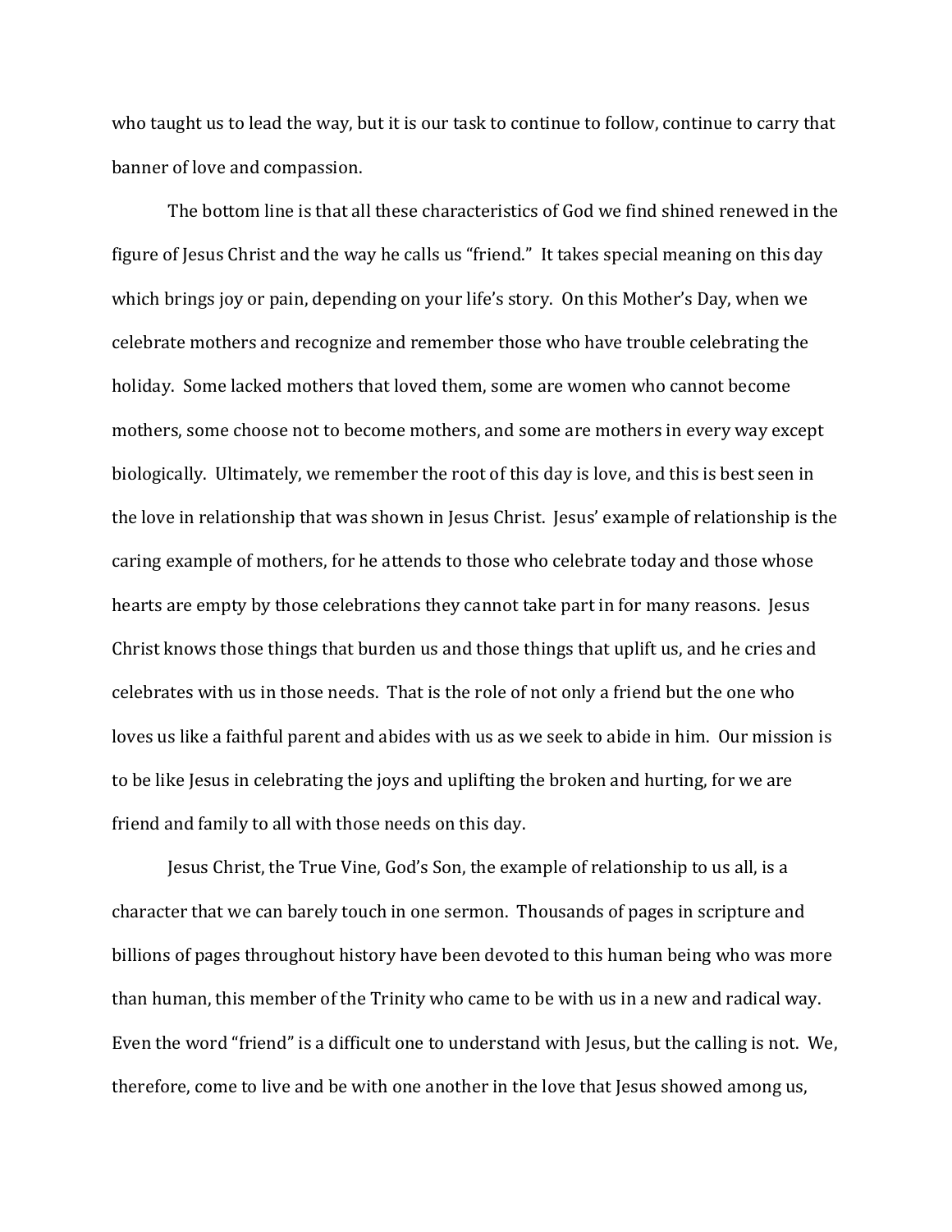who taught us to lead the way, but it is our task to continue to follow, continue to carry that banner of love and compassion.

The bottom line is that all these characteristics of God we find shined renewed in the figure of Jesus Christ and the way he calls us "friend." It takes special meaning on this day which brings joy or pain, depending on your life's story. On this Mother's Day, when we celebrate mothers and recognize and remember those who have trouble celebrating the holiday. Some lacked mothers that loved them, some are women who cannot become mothers, some choose not to become mothers, and some are mothers in every way except biologically. Ultimately, we remember the root of this day is love, and this is best seen in the love in relationship that was shown in Jesus Christ. Jesus' example of relationship is the caring example of mothers, for he attends to those who celebrate today and those whose hearts are empty by those celebrations they cannot take part in for many reasons. Jesus Christ knows those things that burden us and those things that uplift us, and he cries and celebrates with us in those needs. That is the role of not only a friend but the one who loves us like a faithful parent and abides with us as we seek to abide in him. Our mission is to be like Jesus in celebrating the joys and uplifting the broken and hurting, for we are friend and family to all with those needs on this day.

Jesus Christ, the True Vine, God's Son, the example of relationship to us all, is a character that we can barely touch in one sermon. Thousands of pages in scripture and billions of pages throughout history have been devoted to this human being who was more than human, this member of the Trinity who came to be with us in a new and radical way. Even the word "friend" is a difficult one to understand with Jesus, but the calling is not. We, therefore, come to live and be with one another in the love that Jesus showed among us,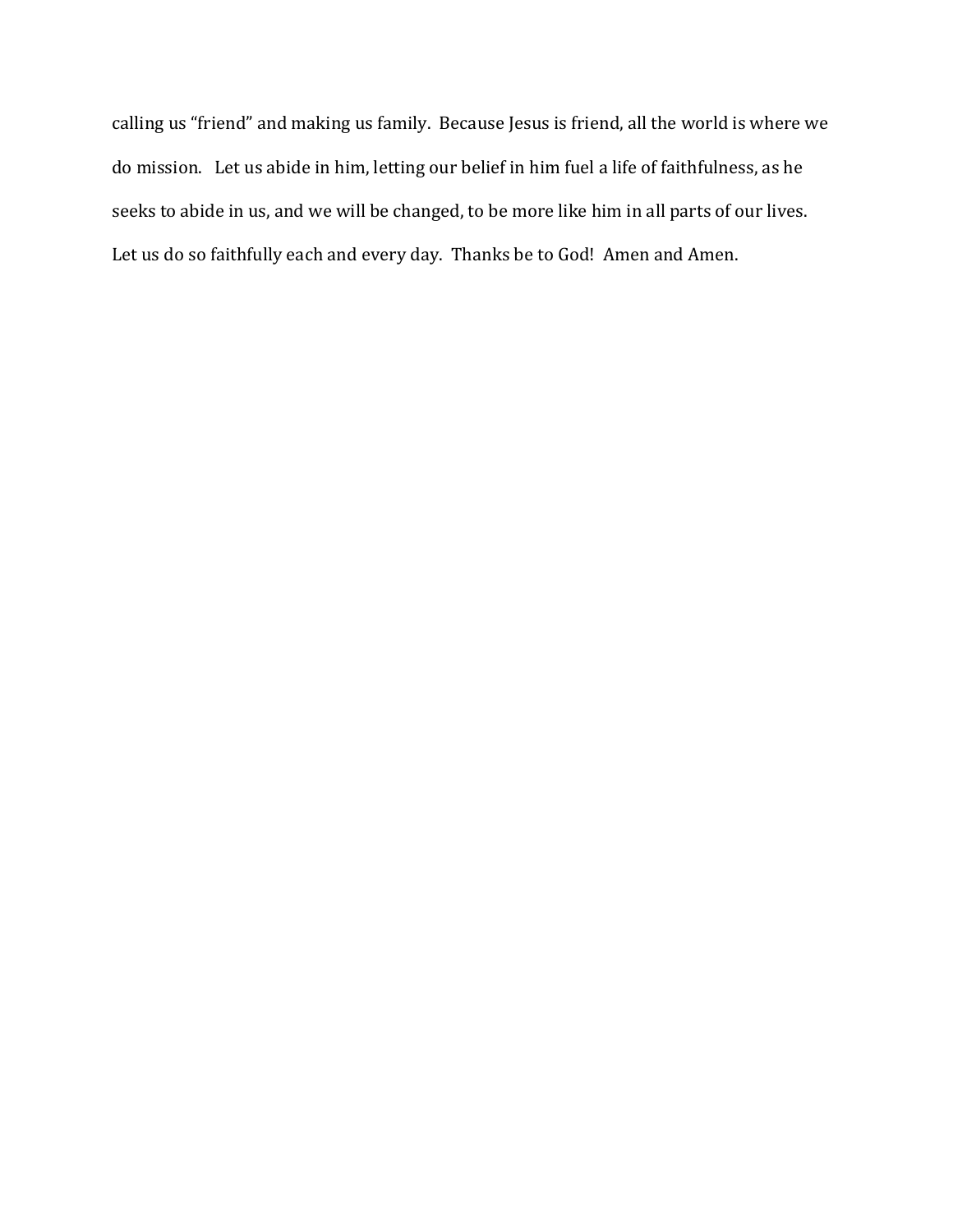calling us "friend" and making us family. Because Jesus is friend, all the world is where we do mission. Let us abide in him, letting our belief in him fuel a life of faithfulness, as he seeks to abide in us, and we will be changed, to be more like him in all parts of our lives. Let us do so faithfully each and every day. Thanks be to God! Amen and Amen.